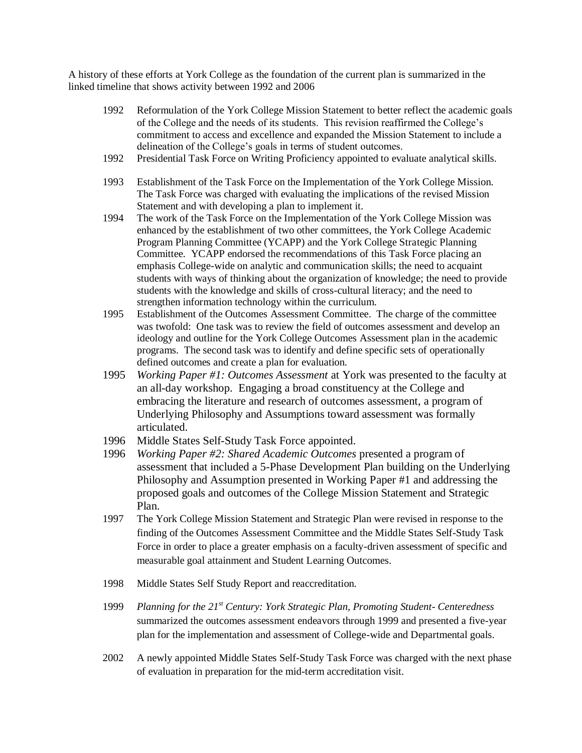A history of these efforts at York College as the foundation of the current plan is summarized in the linked timeline that shows activity between 1992 and 2006

1992 Reformulation of the York College Mission Statement to better reflect the academic goals of the College and the needs of its students. This revision reaffirmed the College's commitment to access and excellence and expanded the Mission Statement to include a delineation of the College's goals in terms of student outcomes.

1992 Presidential Task Force on Writing Proficiency appointed to evaluate analytical skills.

1993 Establishment of the Task Force on the Implementation of the York College Mission. The Task Force was charged with evaluating the implications of the revised Mission Statement and with developing a plan to implement it.

1994 The work of the Task Force on the Implementation of the York College Mission was enhanced by the establishment of two other committees, the York College Academic Program Planning Committee (YCAPP) and the York College Strategic Planning Committee. YCAPP endorsed the recommendations of this Task Force placing an emphasis College-wide on analytic and communication skills; the need to acquaint students with ways of thinking about the organization of knowledge; the need to provide students with the knowledge and skills of cross-cultural literacy; and the need to strengthen information technology within the curriculum.

1995 Establishment of the Outcomes Assessment Committee. The charge of the committee was twofold: One task was to review the field of outcomes assessment and develop an ideology and outline for the York College Outcomes Assessment plan in the academic programs. The second task was to identify and define specific sets of operationally defined outcomes and create a plan for evaluation.

1995 *Working Paper #1: Outcomes Assessment* at York was presented to the faculty at an all-day workshop. Engaging a broad constituency at the College and embracing the literature and research of outcomes assessment, a program of Underlying Philosophy and Assumptions toward assessment was formally articulated.

1996 Middle States Self-Study Task Force appointed.

1996 *Working Paper #2: Shared Academic Outcomes* presented a program of assessment that included a 5-Phase Development Plan building on the Underlying Philosophy and Assumption presented in Working Paper #1 and addressing the proposed goals and outcomes of the College Mission Statement and Strategic Plan.

1997 The York College Mission Statement and Strategic Plan were revised in response to the finding of the Outcomes Assessment Committee and the Middle States Self-Study Task Force in order to place a greater emphasis on a faculty-driven assessment of specific and measurable goal attainment and Student Learning Outcomes.

1998 Middle States Self Study Report and reaccreditation.

1999 *Planning for the 21st Century: York Strategic Plan, Promoting Student- Centeredness* summarized the outcomes assessment endeavors through 1999 and presented a five-year plan for the implementation and assessment of College-wide and Departmental goals.

2002 A newly appointed Middle States Self-Study Task Force was charged with the next phase of evaluation in preparation for the mid-term accreditation visit.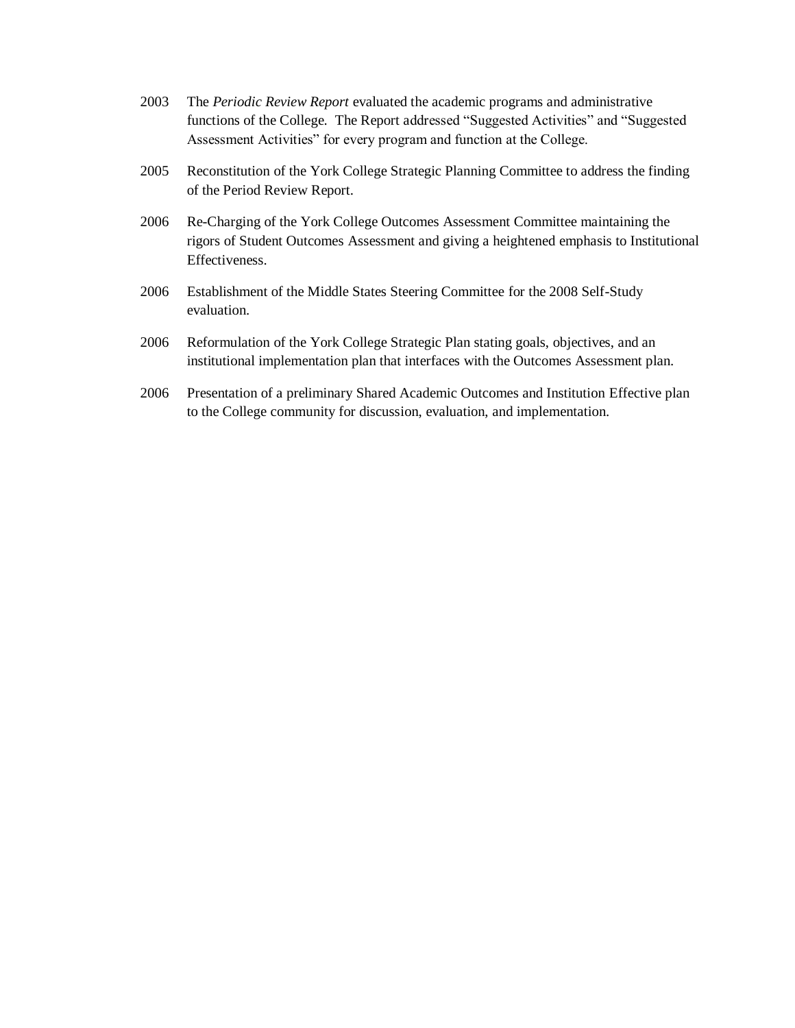2003 The *Periodic Review Report* evaluated the academic programs and administrative functions of the College. The Report addressed "Suggested Activities" and "Suggested Assessment Activities" for every program and function at the College.

2005 Reconstitution of the York College Strategic Planning Committee to address the finding of the Period Review Report.

2006 Re-Charging of the York College Outcomes Assessment Committee maintaining the rigors of Student Outcomes Assessment and giving a heightened emphasis to Institutional Effectiveness.

2006 Establishment of the Middle States Steering Committee for the 2008 Self-Study evaluation.

2006 Reformulation of the York College Strategic Plan stating goals, objectives, and an institutional implementation plan that interfaces with the Outcomes Assessment plan.

2006 Presentation of a preliminary Shared Academic Outcomes and Institution Effective plan to the College community for discussion, evaluation, and implementation.